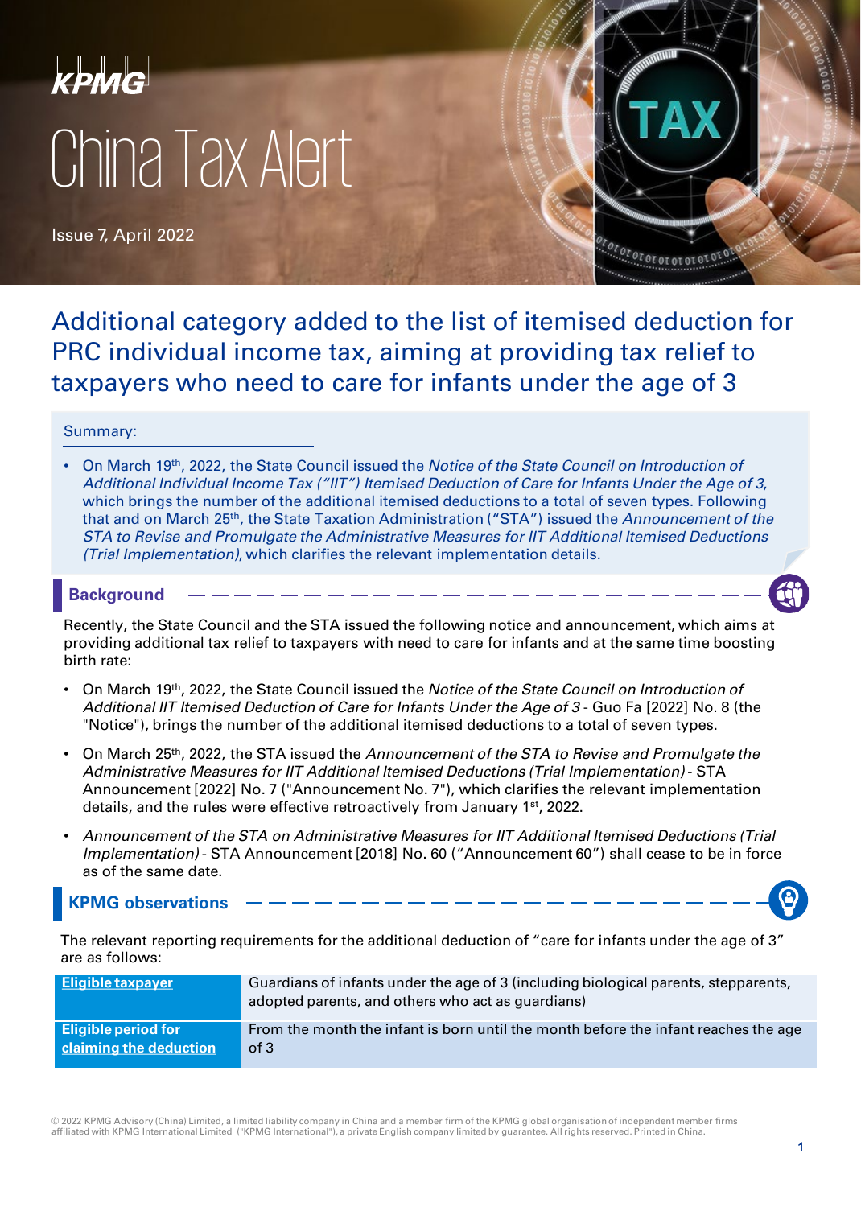KPMG

# China Tax Alert

Issue 7, April 2022

## Additional category added to the list of itemised deduction for PRC individual income tax, aiming at providing tax relief to taxpayers who need to care for infants under the age of 3

Summary:

- On March 19th, 2022, the State Council issued the *Notice of the State Council on Introduction of Additional Individual Income Tax ("IIT") Itemised Deduction of Care for Infants Under the Age of 3*, which brings the number of the additional itemised deductions to a total of seven types. Following that and on March 25th, the State Taxation Administration ("STA") issued the *Announcement of the STA to Revise and Promulgate the Administrative Measures for IIT Additional Itemised Deductions (Trial Implementation)*, which clarifies the relevant implementation details.

### Background

Recently, the State Council and the STA issued the following notice and announcement, which aims at providing additional tax relief to taxpayers with need to care for infants and at the same time boosting birth rate:

- On March 19th, 2022, the State Council issued the *Notice of the State Council on Introduction of Additional IIT Itemised Deduction of Care for Infants Under the Age of 3* - Guo Fa [2022] No. 8 (the "Notice"), brings the number of the additional itemised deductions to a total of seven types.
- On March 25th, 2022, the STA issued the *Announcement of the STA to Revise and Promulgate the Administrative Measures for IIT Additional Itemised Deductions (Trial Implementation)* - STA Announcement [2022] No. 7 ("Announcement No. 7"), which clarifies the relevant implementation details, and the rules were effective retroactively from January 1st, 2022.
- *Announcement of the STA on Administrative Measures for IIT Additional Itemised Deductions (Trial Implementation)* - STA Announcement [2018] No. 60 ("Announcement 60") shall cease to be in force as of the same date.

### KPMG observations

The relevant reporting requirements for the additional deduction of "care for infants under the age of 3" are as follows:

| | |
|---|---|
| **Eligible taxpayer** | Guardians of infants under the age of 3 (including biological parents, stepparents, adopted parents, and others who act as guardians) |
| **Eligible period for claiming the deduction** | From the month the infant is born until the month before the infant reaches the age of 3 |

© 2022 KPMG Advisory (China) Limited, a limited liability company in China and a member firm of the KPMG global organisation of independent member firms affiliated with KPMG International Limited ("KPMG International"), a private English company limited by guarantee. All rights reserved. Printed in China.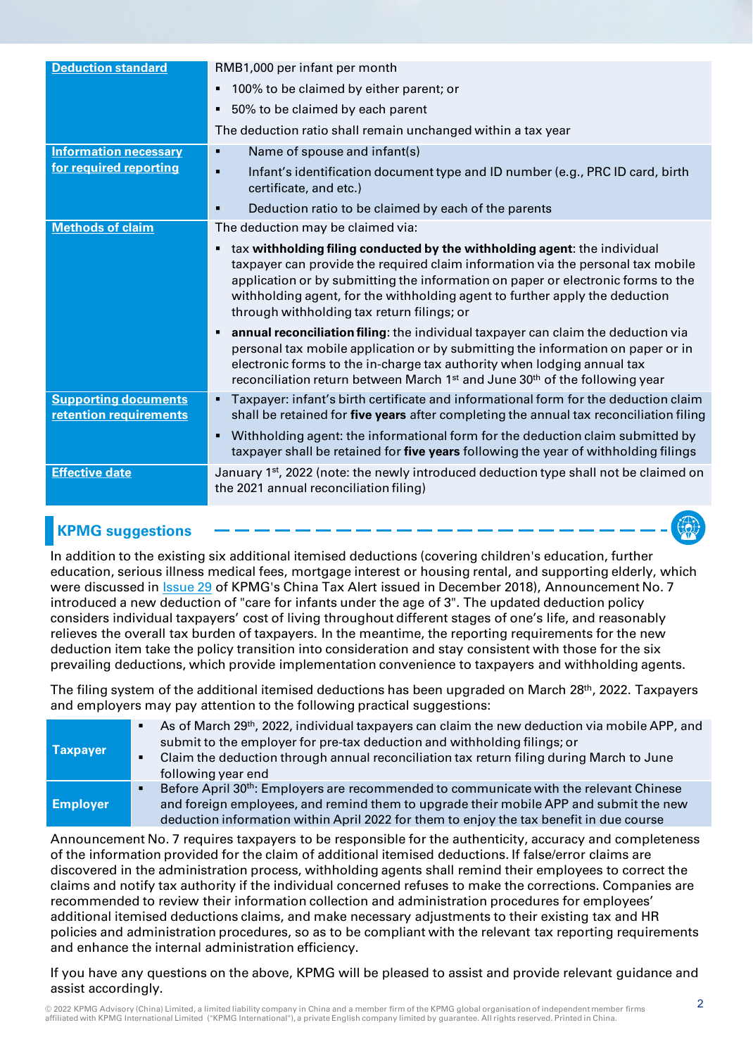| | |
|---|---|
| **Deduction standard** | RMB1,000 per infant per month<br>▪ 100% to be claimed by either parent; or<br>▪ 50% to be claimed by each parent<br>The deduction ratio shall remain unchanged within a tax year |
| **Information necessary for required reporting** | ▪ Name of spouse and infant(s)<br>▪ Infant's identification document type and ID number (e.g., PRC ID card, birth certificate, and etc.)<br>▪ Deduction ratio to be claimed by each of the parents |
| **Methods of claim** | The deduction may be claimed via:<br>▪ tax **withholding filing conducted by the withholding agent**: the individual taxpayer can provide the required claim information via the personal tax mobile application or by submitting the information on paper or electronic forms to the withholding agent, for the withholding agent to further apply the deduction through withholding tax return filings; or<br>▪ **annual reconciliation filing**: the individual taxpayer can claim the deduction via personal tax mobile application or by submitting the information on paper or in electronic forms to the in-charge tax authority when lodging annual tax reconciliation return between March 1st and June 30th of the following year |
| **Supporting documents retention requirements** | ▪ Taxpayer: infant's birth certificate and informational form for the deduction claim shall be retained for **five years** after completing the annual tax reconciliation filing<br>▪ Withholding agent: the informational form for the deduction claim submitted by taxpayer shall be retained for **five years** following the year of withholding filings |
| **Effective date** | January 1st, 2022 (note: the newly introduced deduction type shall not be claimed on the 2021 annual reconciliation filing) |

## KPMG suggestions

In addition to the existing six additional itemised deductions (covering children's education, further education, serious illness medical fees, mortgage interest or housing rental, and supporting elderly, which were discussed in Issue 29 of KPMG's China Tax Alert issued in December 2018), Announcement No. 7 introduced a new deduction of "care for infants under the age of 3". The updated deduction policy considers individual taxpayers' cost of living throughout different stages of one's life, and reasonably relieves the overall tax burden of taxpayers. In the meantime, the reporting requirements for the new deduction item take the policy transition into consideration and stay consistent with those for the six prevailing deductions, which provide implementation convenience to taxpayers and withholding agents.

The filing system of the additional itemised deductions has been upgraded on March 28th, 2022. Taxpayers and employers may pay attention to the following practical suggestions:

| | |
|---|---|
| **Taxpayer** | ▪ As of March 29th, 2022, individual taxpayers can claim the new deduction via mobile APP, and submit to the employer for pre-tax deduction and withholding filings; or<br>▪ Claim the deduction through annual reconciliation tax return filing during March to June following year end |
| **Employer** | ▪ Before April 30th: Employers are recommended to communicate with the relevant Chinese and foreign employees, and remind them to upgrade their mobile APP and submit the new deduction information within April 2022 for them to enjoy the tax benefit in due course |

Announcement No. 7 requires taxpayers to be responsible for the authenticity, accuracy and completeness of the information provided for the claim of additional itemised deductions. If false/error claims are discovered in the administration process, withholding agents shall remind their employees to correct the claims and notify tax authority if the individual concerned refuses to make the corrections. Companies are recommended to review their information collection and administration procedures for employees' additional itemised deductions claims, and make necessary adjustments to their existing tax and HR policies and administration procedures, so as to be compliant with the relevant tax reporting requirements and enhance the internal administration efficiency.

If you have any questions on the above, KPMG will be pleased to assist and provide relevant guidance and assist accordingly.

© 2022 KPMG Advisory (China) Limited, a limited liability company in China and a member firm of the KPMG global organisation of independent member firms affiliated with KPMG International Limited ("KPMG International"), a private English company limited by guarantee. All rights reserved. Printed in China.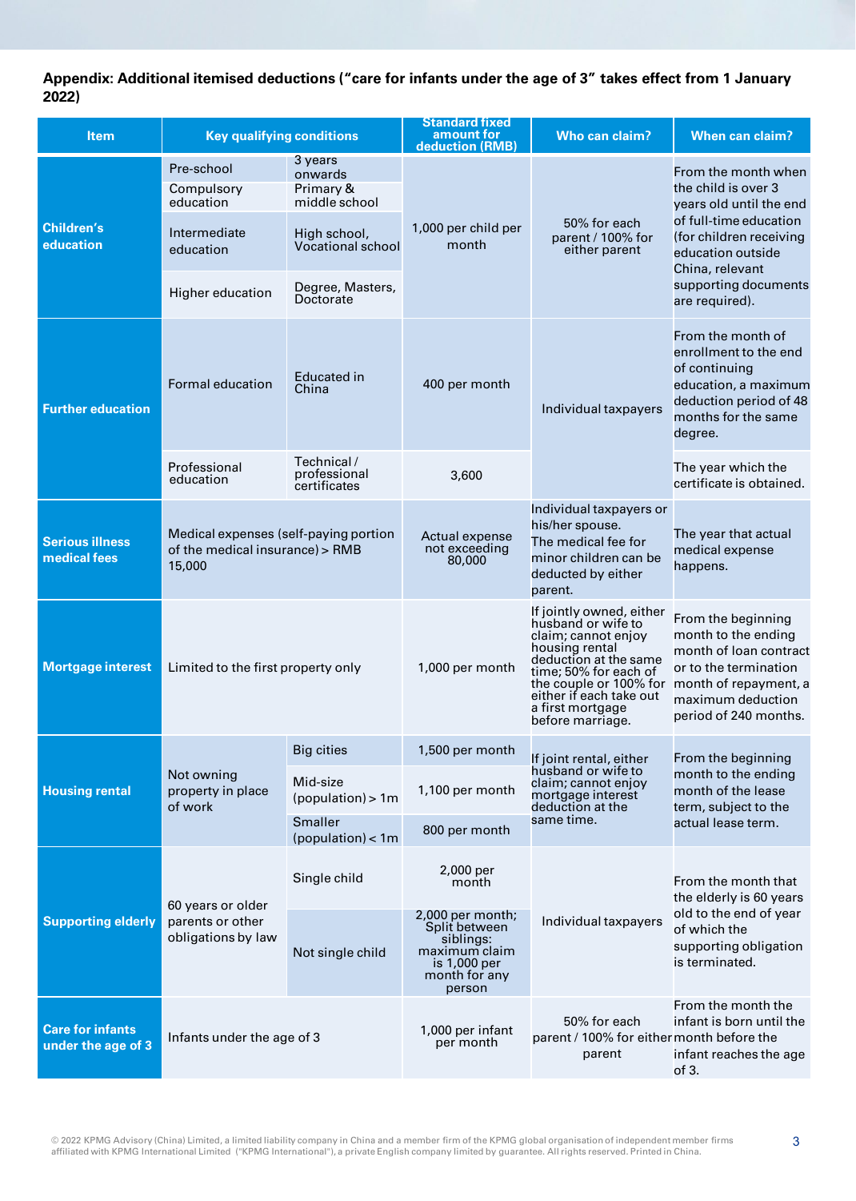**Appendix: Additional itemised deductions ("care for infants under the age of 3" takes effect from 1 January 2022)**

| Item | Key qualifying conditions | | Standard fixed amount for deduction (RMB) | Who can claim? | When can claim? |
|---|---|---|---|---|---|
| **Children's education** | Pre-school | 3 years onwards | 1,000 per child per month | 50% for each parent / 100% for either parent | From the month when the child is over 3 years old until the end of full-time education (for children receiving education outside China, relevant supporting documents are required). |
| | Compulsory education | Primary & middle school | | | |
| | Intermediate education | High school, Vocational school | | | |
| | Higher education | Degree, Masters, Doctorate | | | |
| **Further education** | Formal education | Educated in China | 400 per month | Individual taxpayers | From the month of enrollment to the end of continuing education, a maximum deduction period of 48 months for the same degree. |
| | Professional education | Technical / professional certificates | 3,600 | | The year which the certificate is obtained. |
| **Serious illness medical fees** | Medical expenses (self-paying portion of the medical insurance) > RMB 15,000 | | Actual expense not exceeding 80,000 | Individual taxpayers or his/her spouse. The medical fee for minor children can be deducted by either parent. | The year that actual medical expense happens. |
| **Mortgage interest** | Limited to the first property only | | 1,000 per month | If jointly owned, either husband or wife to claim; cannot enjoy housing rental deduction at the same time; 50% for each of the couple or 100% for either if each take out a first mortgage before marriage. | From the beginning month to the ending month of loan contract or to the termination month of repayment, a maximum deduction period of 240 months. |
| **Housing rental** | Not owning property in place of work | Big cities | 1,500 per month | If joint rental, either husband or wife to claim; cannot enjoy mortgage interest deduction at the same time. | From the beginning month to the ending month of the lease term, subject to the actual lease term. |
| | | Mid-size (population) > 1m | 1,100 per month | | |
| | | Smaller (population) < 1m | 800 per month | | |
| **Supporting elderly** | 60 years or older parents or other obligations by law | Single child | 2,000 per month | Individual taxpayers | From the month that the elderly is 60 years old to the end of year of which the supporting obligation is terminated. |
| | | Not single child | 2,000 per month; Split between siblings: maximum claim is 1,000 per month for any person | | |
| **Care for infants under the age of 3** | Infants under the age of 3 | | 1,000 per infant per month | 50% for each parent / 100% for either parent | From the month the infant is born until the month before the infant reaches the age of 3. |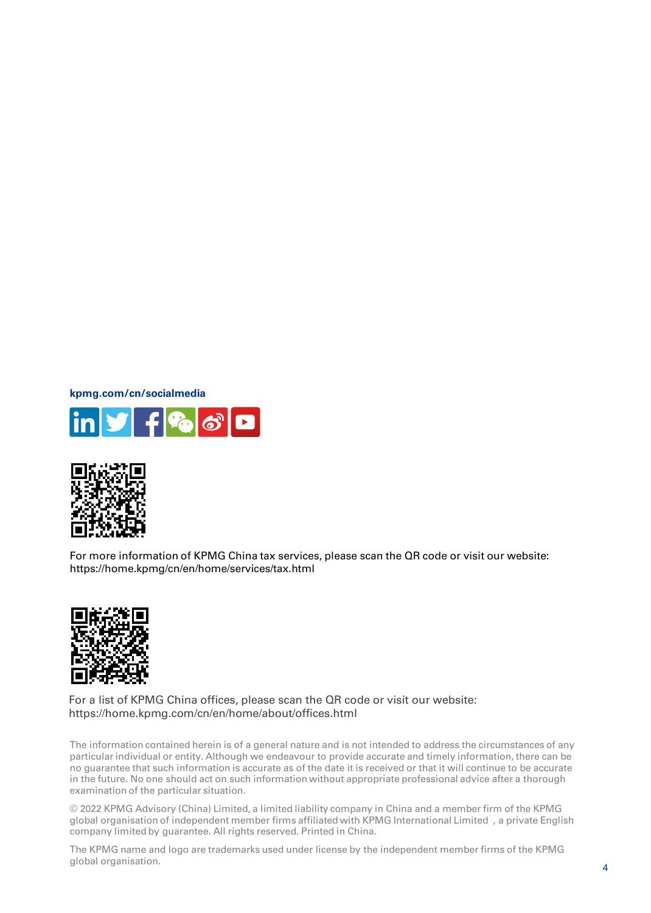**kpmg.com/cn/socialmedia**

For more information of KPMG China tax services, please scan the QR code or visit our website:
https://home.kpmg/cn/en/home/services/tax.html

For a list of KPMG China offices, please scan the QR code or visit our website:
https://home.kpmg.com/cn/en/home/about/offices.html

The information contained herein is of a general nature and is not intended to address the circumstances of any particular individual or entity. Although we endeavour to provide accurate and timely information, there can be no guarantee that such information is accurate as of the date it is received or that it will continue to be accurate in the future. No one should act on such information without appropriate professional advice after a thorough examination of the particular situation.

© 2022 KPMG Advisory (China) Limited, a limited liability company in China and a member firm of the KPMG global organisation of independent member firms affiliated with KPMG International Limited , a private English company limited by guarantee. All rights reserved. Printed in China.

The KPMG name and logo are trademarks used under license by the independent member firms of the KPMG global organisation.